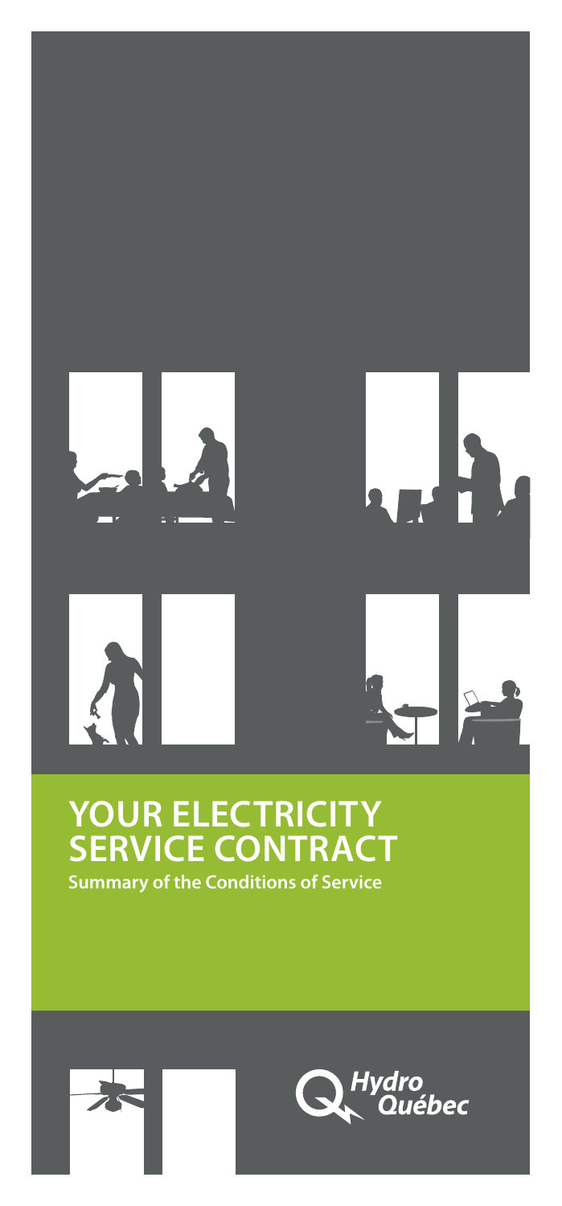# YOUR ELECTRICITY SERVICE CONTRACT

**Summary of the Conditions of Service**

Hydro Québec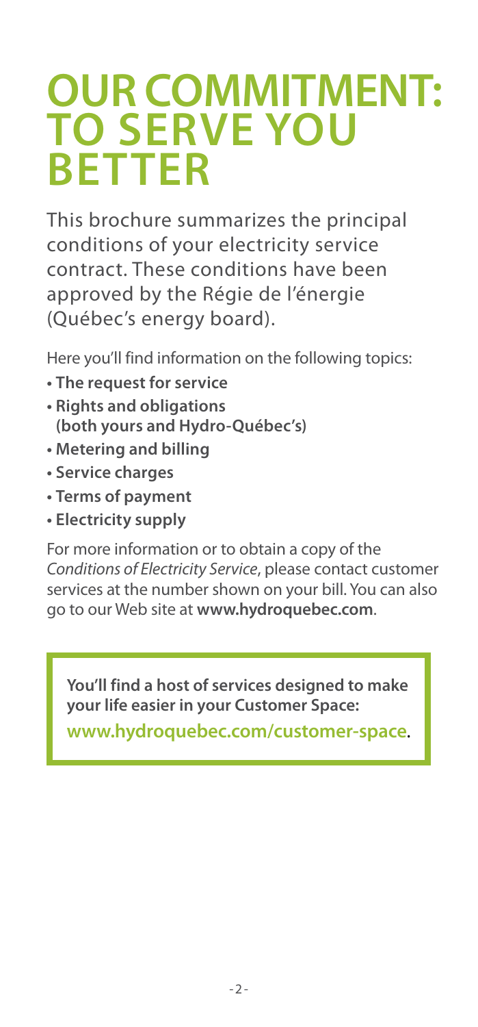# OUR COMMITMENT: TO SERVE YOU BETTER

This brochure summarizes the principal conditions of your electricity service contract. These conditions have been approved by the Régie de l'énergie (Québec's energy board).

Here you'll find information on the following topics:

- **The request for service**
- **Rights and obligations (both yours and Hydro-Québec's)**
- **Metering and billing**
- **Service charges**
- **Terms of payment**
- **Electricity supply**

For more information or to obtain a copy of the *Conditions of Electricity Service*, please contact customer services at the number shown on your bill. You can also go to our Web site at **www.hydroquebec.com**.

**You'll find a host of services designed to make your life easier in your Customer Space:**

**www.hydroquebec.com/customer-space**.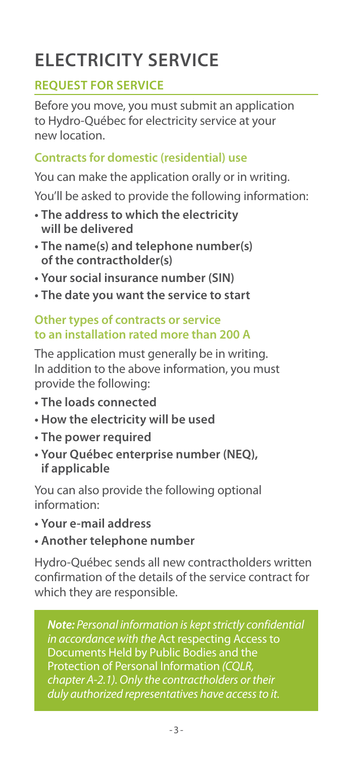# ELECTRICITY SERVICE

## REQUEST FOR SERVICE

Before you move, you must submit an application to Hydro-Québec for electricity service at your new location.

### Contracts for domestic (residential) use

You can make the application orally or in writing.

You'll be asked to provide the following information:

- **The address to which the electricity will be delivered**
- **The name(s) and telephone number(s) of the contractholder(s)**
- **Your social insurance number (SIN)**
- **The date you want the service to start**

### Other types of contracts or service to an installation rated more than 200 A

The application must generally be in writing. In addition to the above information, you must provide the following:

- **The loads connected**
- **How the electricity will be used**
- **The power required**
- **Your Québec enterprise number (NEQ), if applicable**

You can also provide the following optional information:

- **Your e-mail address**
- **Another telephone number**

Hydro-Québec sends all new contractholders written confirmation of the details of the service contract for which they are responsible.

> ***Note:*** *Personal information is kept strictly confidential in accordance with the* Act respecting Access to Documents Held by Public Bodies and the Protection of Personal Information *(CQLR, chapter A-2.1). Only the contractholders or their duly authorized representatives have access to it.*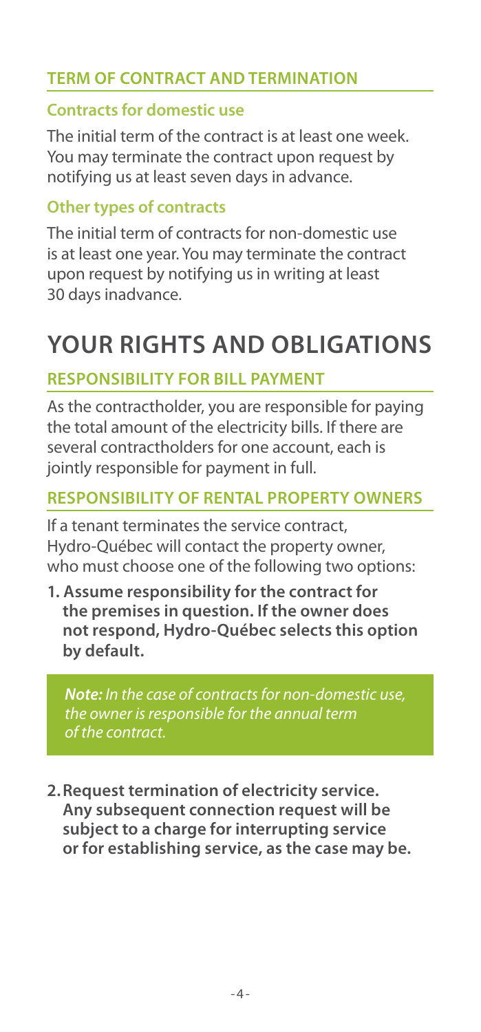### TERM OF CONTRACT AND TERMINATION

#### Contracts for domestic use

The initial term of the contract is at least one week. You may terminate the contract upon request by notifying us at least seven days in advance.

#### Other types of contracts

The initial term of contracts for non-domestic use is at least one year. You may terminate the contract upon request by notifying us in writing at least 30 days inadvance.

# YOUR RIGHTS AND OBLIGATIONS

### RESPONSIBILITY FOR BILL PAYMENT

As the contractholder, you are responsible for paying the total amount of the electricity bills. If there are several contractholders for one account, each is jointly responsible for payment in full.

### RESPONSIBILITY OF RENTAL PROPERTY OWNERS

If a tenant terminates the service contract, Hydro-Québec will contact the property owner, who must choose one of the following two options:

1. **Assume responsibility for the contract for the premises in question. If the owner does not respond, Hydro-Québec selects this option by default.**

   ***Note:*** *In the case of contracts for non-domestic use, the owner is responsible for the annual term of the contract.*

2. **Request termination of electricity service. Any subsequent connection request will be subject to a charge for interrupting service or for establishing service, as the case may be.**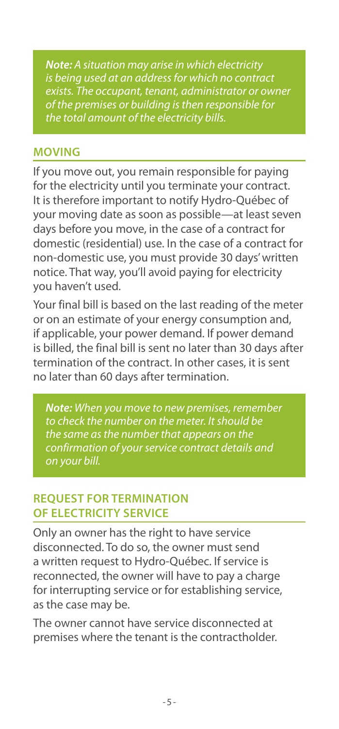> ***Note:*** *A situation may arise in which electricity is being used at an address for which no contract exists. The occupant, tenant, administrator or owner of the premises or building is then responsible for the total amount of the electricity bills.*

## MOVING

If you move out, you remain responsible for paying for the electricity until you terminate your contract. It is therefore important to notify Hydro-Québec of your moving date as soon as possible—at least seven days before you move, in the case of a contract for domestic (residential) use. In the case of a contract for non-domestic use, you must provide 30 days' written notice. That way, you'll avoid paying for electricity you haven't used.

Your final bill is based on the last reading of the meter or on an estimate of your energy consumption and, if applicable, your power demand. If power demand is billed, the final bill is sent no later than 30 days after termination of the contract. In other cases, it is sent no later than 60 days after termination.

> ***Note:*** *When you move to new premises, remember to check the number on the meter. It should be the same as the number that appears on the confirmation of your service contract details and on your bill.*

## REQUEST FOR TERMINATION OF ELECTRICITY SERVICE

Only an owner has the right to have service disconnected. To do so, the owner must send a written request to Hydro-Québec. If service is reconnected, the owner will have to pay a charge for interrupting service or for establishing service, as the case may be.

The owner cannot have service disconnected at premises where the tenant is the contractholder.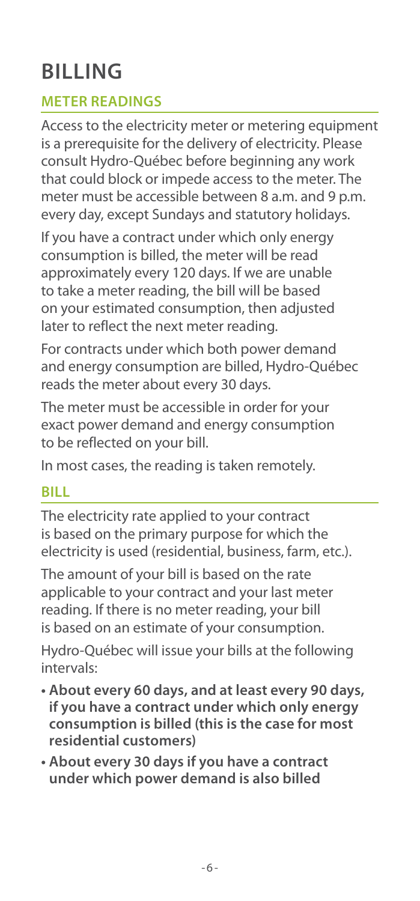# BILLING

## METER READINGS

Access to the electricity meter or metering equipment is a prerequisite for the delivery of electricity. Please consult Hydro-Québec before beginning any work that could block or impede access to the meter. The meter must be accessible between 8 a.m. and 9 p.m. every day, except Sundays and statutory holidays.

If you have a contract under which only energy consumption is billed, the meter will be read approximately every 120 days. If we are unable to take a meter reading, the bill will be based on your estimated consumption, then adjusted later to reflect the next meter reading.

For contracts under which both power demand and energy consumption are billed, Hydro-Québec reads the meter about every 30 days.

The meter must be accessible in order for your exact power demand and energy consumption to be reflected on your bill.

In most cases, the reading is taken remotely.

## BILL

The electricity rate applied to your contract is based on the primary purpose for which the electricity is used (residential, business, farm, etc.).

The amount of your bill is based on the rate applicable to your contract and your last meter reading. If there is no meter reading, your bill is based on an estimate of your consumption.

Hydro-Québec will issue your bills at the following intervals:

- **About every 60 days, and at least every 90 days, if you have a contract under which only energy consumption is billed (this is the case for most residential customers)**
- **About every 30 days if you have a contract under which power demand is also billed**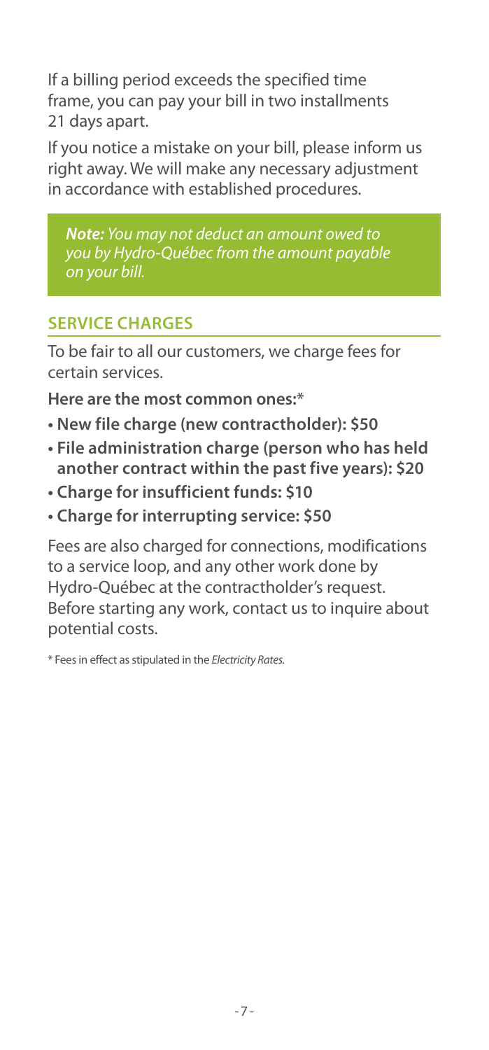If a billing period exceeds the specified time frame, you can pay your bill in two installments 21 days apart.

If you notice a mistake on your bill, please inform us right away. We will make any necessary adjustment in accordance with established procedures.

> ***Note:*** *You may not deduct an amount owed to you by Hydro-Québec from the amount payable on your bill.*

## SERVICE CHARGES

To be fair to all our customers, we charge fees for certain services.

**Here are the most common ones:***

- **New file charge (new contractholder): $50**
- **File administration charge (person who has held another contract within the past five years): $20**
- **Charge for insufficient funds: $10**
- **Charge for interrupting service: $50**

Fees are also charged for connections, modifications to a service loop, and any other work done by Hydro-Québec at the contractholder's request. Before starting any work, contact us to inquire about potential costs.

\* Fees in effect as stipulated in the *Electricity Rates.*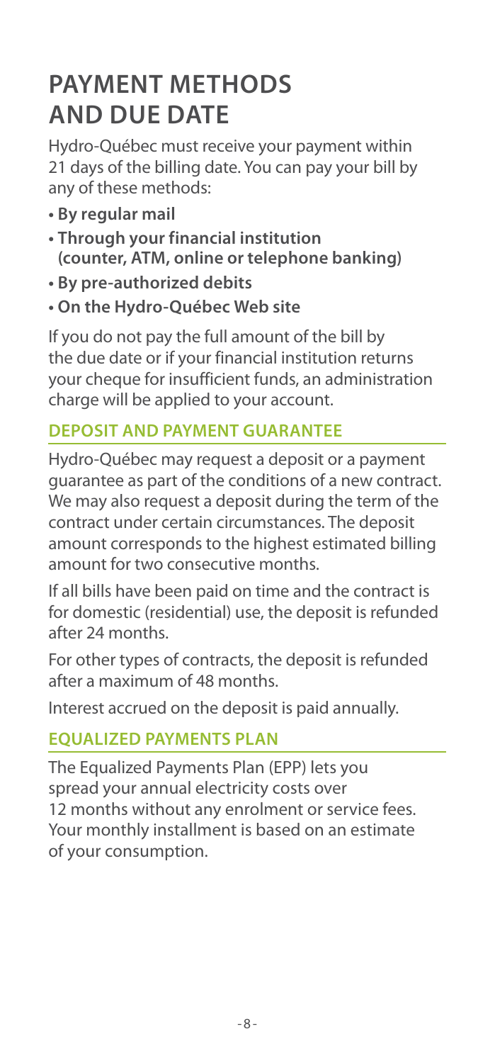# PAYMENT METHODS AND DUE DATE

Hydro-Québec must receive your payment within 21 days of the billing date. You can pay your bill by any of these methods:

- **By regular mail**
- **Through your financial institution (counter, ATM, online or telephone banking)**
- **By pre-authorized debits**
- **On the Hydro-Québec Web site**

If you do not pay the full amount of the bill by the due date or if your financial institution returns your cheque for insufficient funds, an administration charge will be applied to your account.

## DEPOSIT AND PAYMENT GUARANTEE

Hydro-Québec may request a deposit or a payment guarantee as part of the conditions of a new contract. We may also request a deposit during the term of the contract under certain circumstances. The deposit amount corresponds to the highest estimated billing amount for two consecutive months.

If all bills have been paid on time and the contract is for domestic (residential) use, the deposit is refunded after 24 months.

For other types of contracts, the deposit is refunded after a maximum of 48 months.

Interest accrued on the deposit is paid annually.

## EQUALIZED PAYMENTS PLAN

The Equalized Payments Plan (EPP) lets you spread your annual electricity costs over 12 months without any enrolment or service fees. Your monthly installment is based on an estimate of your consumption.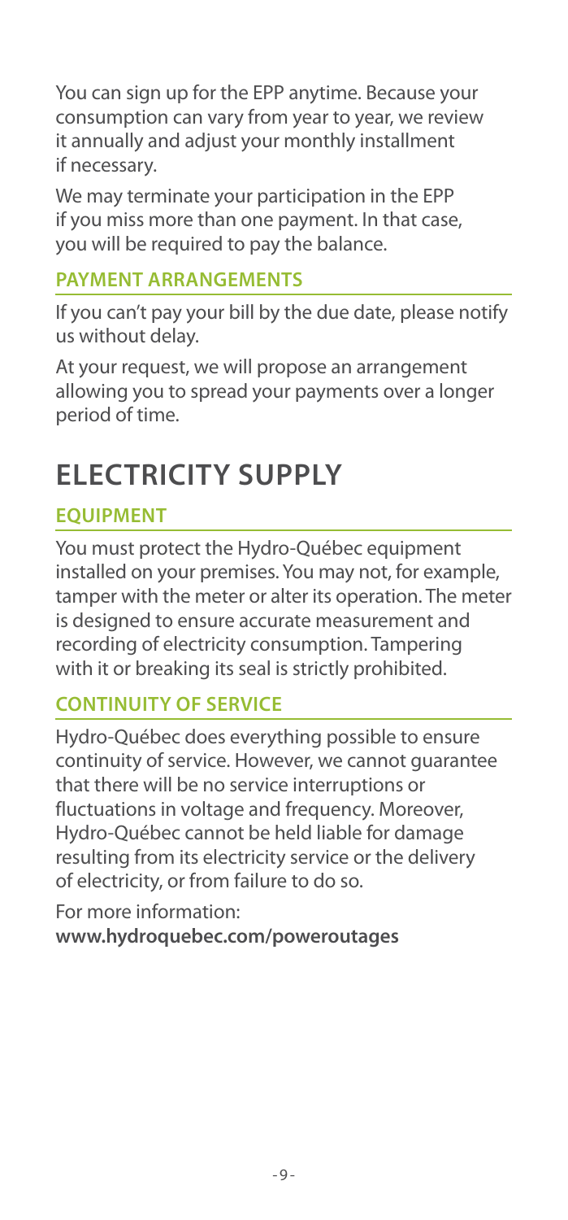You can sign up for the EPP anytime. Because your consumption can vary from year to year, we review it annually and adjust your monthly installment if necessary.

We may terminate your participation in the EPP if you miss more than one payment. In that case, you will be required to pay the balance.

### PAYMENT ARRANGEMENTS

If you can't pay your bill by the due date, please notify us without delay.

At your request, we will propose an arrangement allowing you to spread your payments over a longer period of time.

# ELECTRICITY SUPPLY

### EQUIPMENT

You must protect the Hydro-Québec equipment installed on your premises. You may not, for example, tamper with the meter or alter its operation. The meter is designed to ensure accurate measurement and recording of electricity consumption. Tampering with it or breaking its seal is strictly prohibited.

### CONTINUITY OF SERVICE

Hydro-Québec does everything possible to ensure continuity of service. However, we cannot guarantee that there will be no service interruptions or fluctuations in voltage and frequency. Moreover, Hydro-Québec cannot be held liable for damage resulting from its electricity service or the delivery of electricity, or from failure to do so.

For more information:
**www.hydroquebec.com/poweroutages**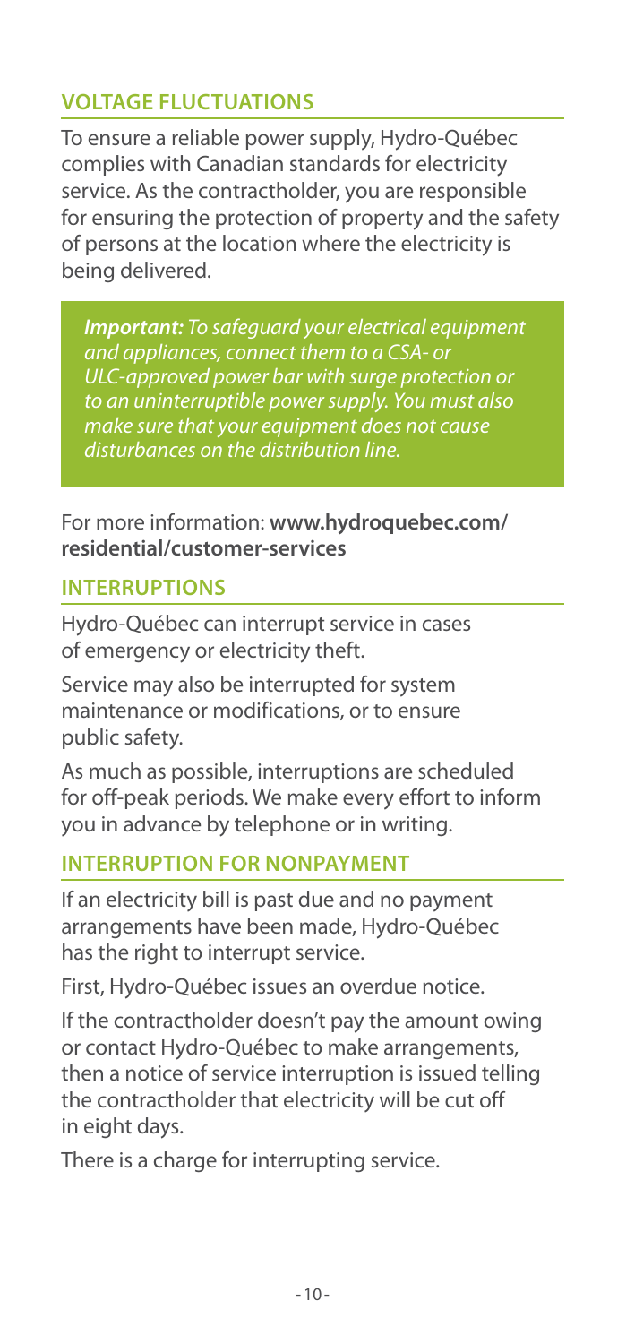## VOLTAGE FLUCTUATIONS

To ensure a reliable power supply, Hydro-Québec complies with Canadian standards for electricity service. As the contractholder, you are responsible for ensuring the protection of property and the safety of persons at the location where the electricity is being delivered.

> ***Important:*** *To safeguard your electrical equipment and appliances, connect them to a CSA- or ULC-approved power bar with surge protection or to an uninterruptible power supply. You must also make sure that your equipment does not cause disturbances on the distribution line.*

For more information: **www.hydroquebec.com/residential/customer-services**

## INTERRUPTIONS

Hydro-Québec can interrupt service in cases of emergency or electricity theft.

Service may also be interrupted for system maintenance or modifications, or to ensure public safety.

As much as possible, interruptions are scheduled for off-peak periods. We make every effort to inform you in advance by telephone or in writing.

## INTERRUPTION FOR NONPAYMENT

If an electricity bill is past due and no payment arrangements have been made, Hydro-Québec has the right to interrupt service.

First, Hydro-Québec issues an overdue notice.

If the contractholder doesn't pay the amount owing or contact Hydro-Québec to make arrangements, then a notice of service interruption is issued telling the contractholder that electricity will be cut off in eight days.

There is a charge for interrupting service.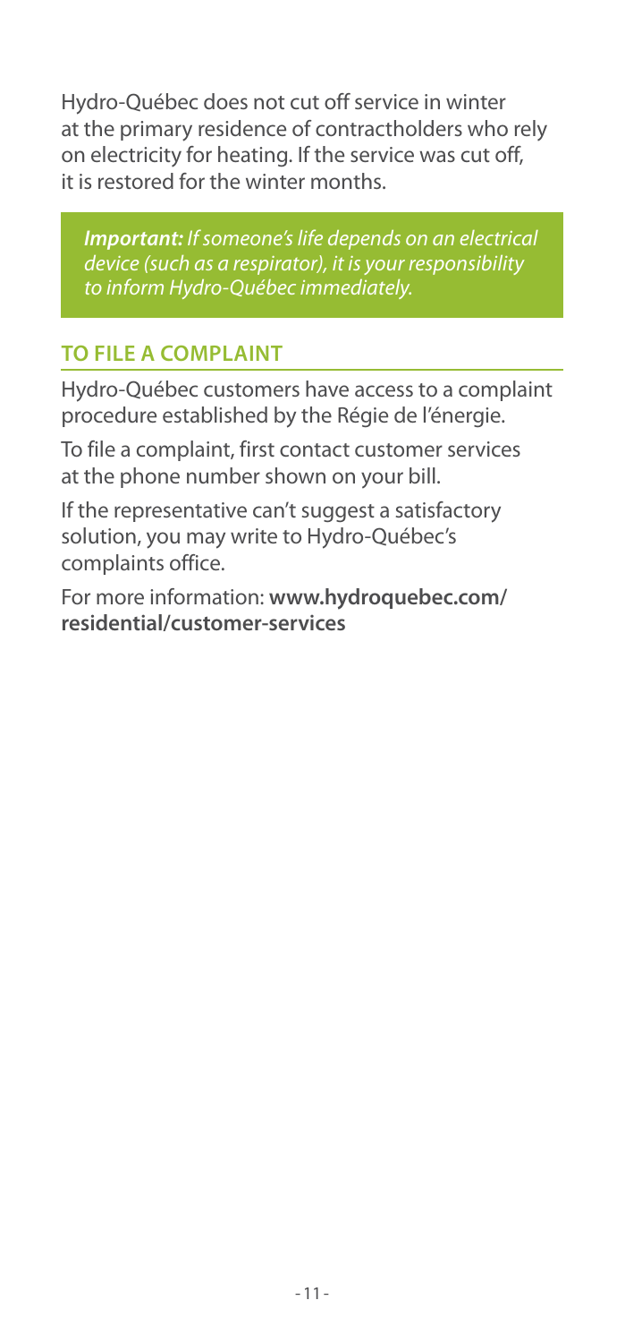Hydro-Québec does not cut off service in winter at the primary residence of contractholders who rely on electricity for heating. If the service was cut off, it is restored for the winter months.

> ***Important:*** *If someone's life depends on an electrical device (such as a respirator), it is your responsibility to inform Hydro-Québec immediately.*

## TO FILE A COMPLAINT

Hydro-Québec customers have access to a complaint procedure established by the Régie de l'énergie.

To file a complaint, first contact customer services at the phone number shown on your bill.

If the representative can't suggest a satisfactory solution, you may write to Hydro-Québec's complaints office.

For more information: **www.hydroquebec.com/residential/customer-services**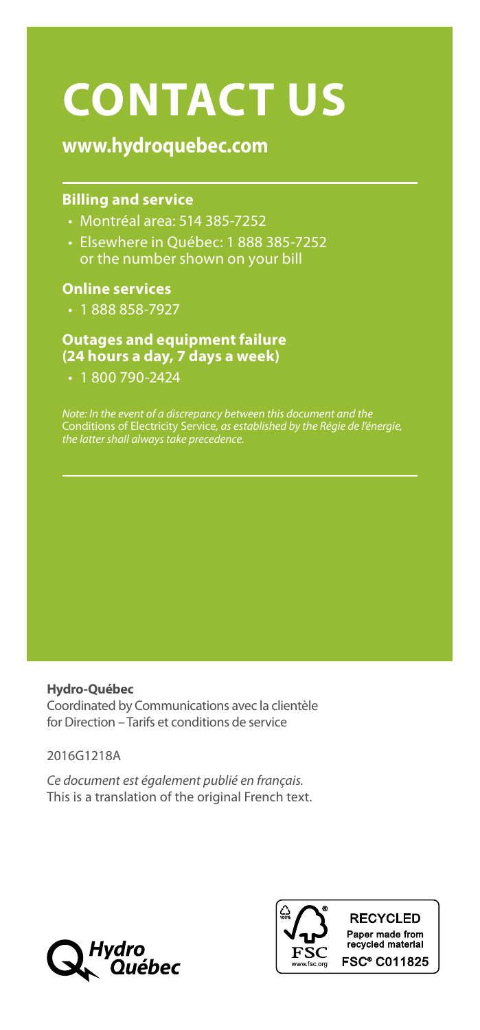# CONTACT US

## www.hydroquebec.com

### Billing and service

- Montréal area: 514 385-7252
- Elsewhere in Québec: 1 888 385-7252 or the number shown on your bill

### Online services

- 1 888 858-7927

### Outages and equipment failure (24 hours a day, 7 days a week)

- 1 800 790-2424

*Note: In the event of a discrepancy between this document and the* Conditions of Electricity Service*, as established by the Régie de l'énergie, the latter shall always take precedence.*

**Hydro-Québec**
Coordinated by Communications avec la clientèle for Direction – Tarifs et conditions de service

2016G1218A

*Ce document est également publié en français.*
This is a translation of the original French text.

Hydro Québec

RECYCLED
Paper made from recycled material
FSC® C011825